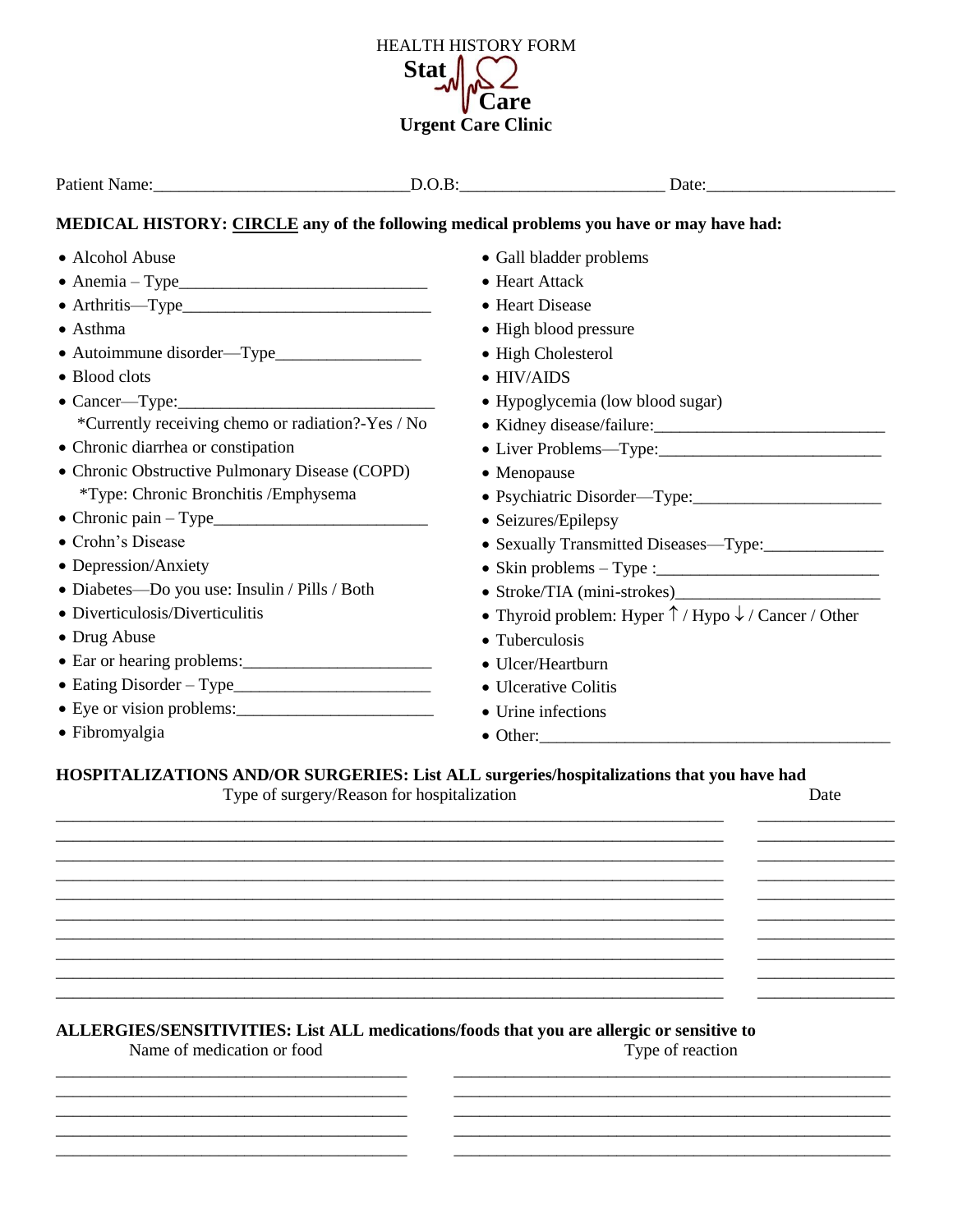# HEALTH HISTORY FORM

**Stat Care**

**Urgent Care Clinic**

Patient Name:______________________________D.O.B:________________________ Date:______________________

**MEDICAL HISTORY: CIRCLE any of the following medical problems you have or may have had:**

- Alcohol Abuse
- Anemia – Type_____________________________
- Arthritis—Type_____________________________
- Asthma
- Autoimmune disorder—Type_________________
- Blood clots
- Cancer—Type:______________________________
  *Currently receiving chemo or radiation?-Yes / No
- Chronic diarrhea or constipation
- Chronic Obstructive Pulmonary Disease (COPD)
  *Type: Chronic Bronchitis /Emphysema
- Chronic pain – Type_________________________
- Crohn's Disease
- Depression/Anxiety
- Diabetes—Do you use: Insulin / Pills / Both
- Diverticulosis/Diverticulitis
- Drug Abuse
- Ear or hearing problems:______________________
- Eating Disorder – Type_______________________
- Eye or vision problems:_______________________
- Fibromyalgia
- Gall bladder problems
- Heart Attack
- Heart Disease
- High blood pressure
- High Cholesterol
- HIV/AIDS
- Hypoglycemia (low blood sugar)
- Kidney disease/failure:___________________________
- Liver Problems—Type:__________________________
- Menopause
- Psychiatric Disorder—Type:______________________
- Seizures/Epilepsy
- Sexually Transmitted Diseases—Type:______________
- Skin problems – Type :__________________________
- Stroke/TIA (mini-strokes)________________________
- Thyroid problem: Hyper ↑ / Hypo ↓ / Cancer / Other
- Tuberculosis
- Ulcer/Heartburn
- Ulcerative Colitis
- Urine infections
- Other:__________________________________________

**HOSPITALIZATIONS AND/OR SURGERIES: List ALL surgeries/hospitalizations that you have had**

| Type of surgery/Reason for hospitalization | Date |
|---|---|
| | |
| | |
| | |
| | |
| | |
| | |
| | |
| | |
| | |

**ALLERGIES/SENSITIVITIES: List ALL medications/foods that you are allergic or sensitive to**

| Name of medication or food | Type of reaction |
|---|---|
| | |
| | |
| | |
| | |
| | |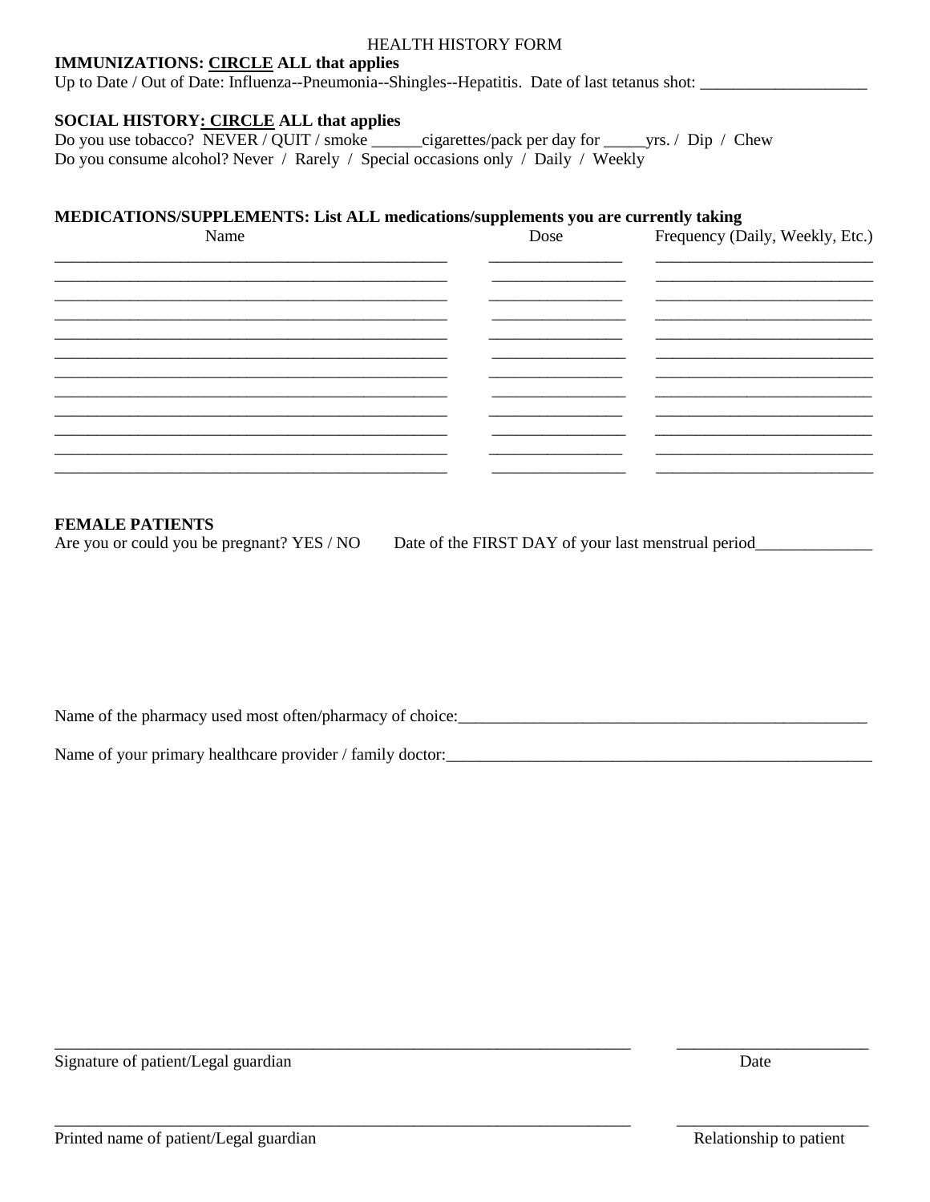HEALTH HISTORY FORM

**IMMUNIZATIONS: CIRCLE ALL that applies**

Up to Date / Out of Date: Influenza--Pneumonia--Shingles--Hepatitis. Date of last tetanus shot: ____________________

**SOCIAL HISTORY: CIRCLE ALL that applies**

Do you use tobacco? NEVER / QUIT / smoke ______cigarettes/pack per day for _____yrs. / Dip / Chew

Do you consume alcohol? Never / Rarely / Special occasions only / Daily / Weekly

**MEDICATIONS/SUPPLEMENTS: List ALL medications/supplements you are currently taking**

| Name | Dose | Frequency (Daily, Weekly, Etc.) |
|---|---|---|
| | | |
| | | |
| | | |
| | | |
| | | |
| | | |
| | | |
| | | |
| | | |
| | | |
| | | |
| | | |

**FEMALE PATIENTS**

Are you or could you be pregnant? YES / NO Date of the FIRST DAY of your last menstrual period______________

Name of the pharmacy used most often/pharmacy of choice:____________________________________________________

Name of your primary healthcare provider / family doctor:_____________________________________________________

_________________________________________________________________________ ________________________

Signature of patient/Legal guardian Date

_________________________________________________________________________ ________________________

Printed name of patient/Legal guardian Relationship to patient